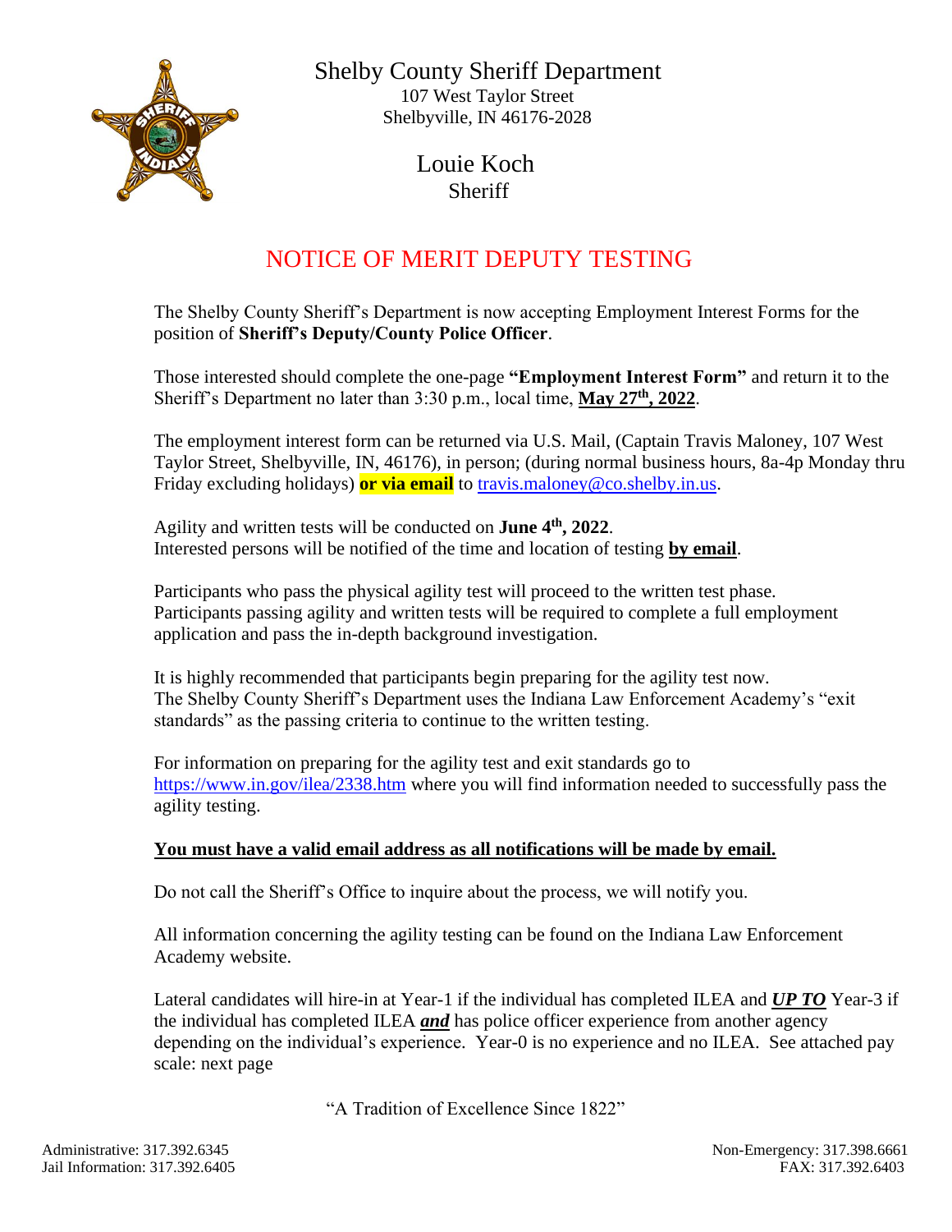# Shelby County Sheriff Department

107 West Taylor Street
Shelbyville, IN 46176-2028

Louie Koch
Sheriff

## NOTICE OF MERIT DEPUTY TESTING

The Shelby County Sheriff's Department is now accepting Employment Interest Forms for the position of **Sheriff's Deputy/County Police Officer**.

Those interested should complete the one-page **"Employment Interest Form"** and return it to the Sheriff's Department no later than 3:30 p.m., local time, **May 27th, 2022**.

The employment interest form can be returned via U.S. Mail, (Captain Travis Maloney, 107 West Taylor Street, Shelbyville, IN, 46176), in person; (during normal business hours, 8a-4p Monday thru Friday excluding holidays) **or via email** to travis.maloney@co.shelby.in.us.

Agility and written tests will be conducted on **June 4th, 2022**.
Interested persons will be notified of the time and location of testing **by email**.

Participants who pass the physical agility test will proceed to the written test phase.
Participants passing agility and written tests will be required to complete a full employment application and pass the in-depth background investigation.

It is highly recommended that participants begin preparing for the agility test now.
The Shelby County Sheriff's Department uses the Indiana Law Enforcement Academy's "exit standards" as the passing criteria to continue to the written testing.

For information on preparing for the agility test and exit standards go to https://www.in.gov/ilea/2338.htm where you will find information needed to successfully pass the agility testing.

**You must have a valid email address as all notifications will be made by email.**

Do not call the Sheriff's Office to inquire about the process, we will notify you.

All information concerning the agility testing can be found on the Indiana Law Enforcement Academy website.

Lateral candidates will hire-in at Year-1 if the individual has completed ILEA and ***UP TO*** Year-3 if the individual has completed ILEA ***and*** has police officer experience from another agency depending on the individual's experience. Year-0 is no experience and no ILEA. See attached pay scale: next page

"A Tradition of Excellence Since 1822"

Administrative: 317.392.6345
Jail Information: 317.392.6405

Non-Emergency: 317.398.6661
FAX: 317.392.6403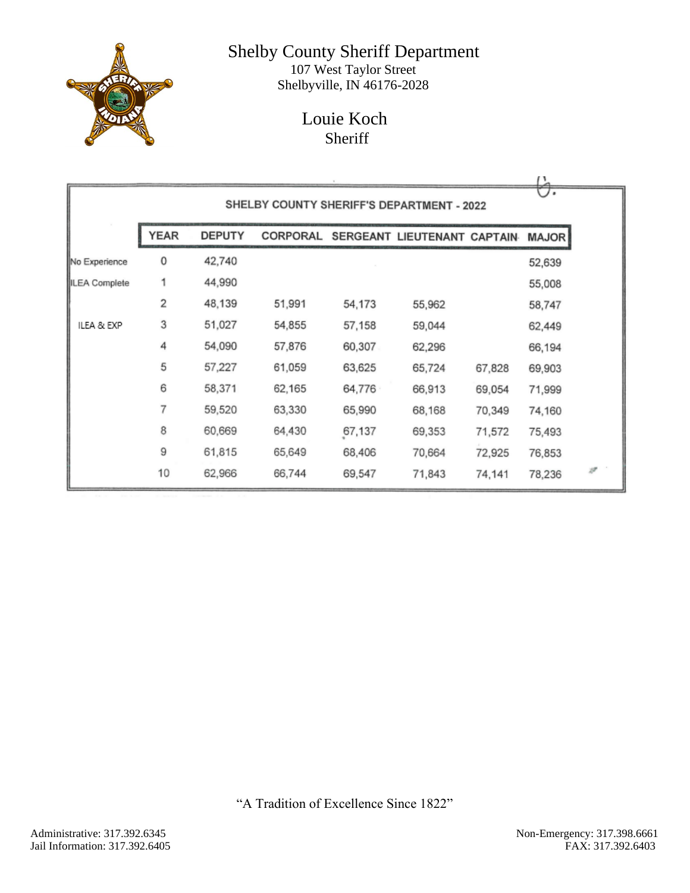# Shelby County Sheriff Department

107 West Taylor Street
Shelbyville, IN 46176-2028

Louie Koch
Sheriff

6.

## SHELBY COUNTY SHERIFF'S DEPARTMENT - 2022

| | YEAR | DEPUTY | CORPORAL | SERGEANT | LIEUTENANT | CAPTAIN | MAJOR |
|---|---|---|---|---|---|---|---|
| No Experience | 0 | 42,740 | | | | | 52,639 |
| ILEA Complete | 1 | 44,990 | | | | | 55,008 |
| | 2 | 48,139 | 51,991 | 54,173 | 55,962 | | 58,747 |
| ILEA & EXP | 3 | 51,027 | 54,855 | 57,158 | 59,044 | | 62,449 |
| | 4 | 54,090 | 57,876 | 60,307 | 62,296 | | 66,194 |
| | 5 | 57,227 | 61,059 | 63,625 | 65,724 | 67,828 | 69,903 |
| | 6 | 58,371 | 62,165 | 64,776 | 66,913 | 69,054 | 71,999 |
| | 7 | 59,520 | 63,330 | 65,990 | 68,168 | 70,349 | 74,160 |
| | 8 | 60,669 | 64,430 | 67,137 | 69,353 | 71,572 | 75,493 |
| | 9 | 61,815 | 65,649 | 68,406 | 70,664 | 72,925 | 76,853 |
| | 10 | 62,966 | 66,744 | 69,547 | 71,843 | 74,141 | 78,236 |

"A Tradition of Excellence Since 1822"

Administrative: 317.392.6345
Jail Information: 317.392.6405

Non-Emergency: 317.398.6661
FAX: 317.392.6403